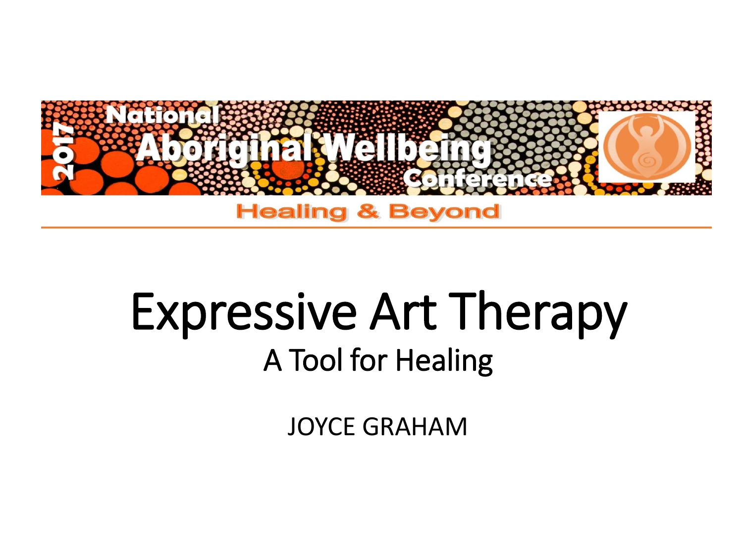2017 National Aboriginal Wellbeing Conference

Healing & Beyond

# Expressive Art Therapy

## A Tool for Healing

JOYCE GRAHAM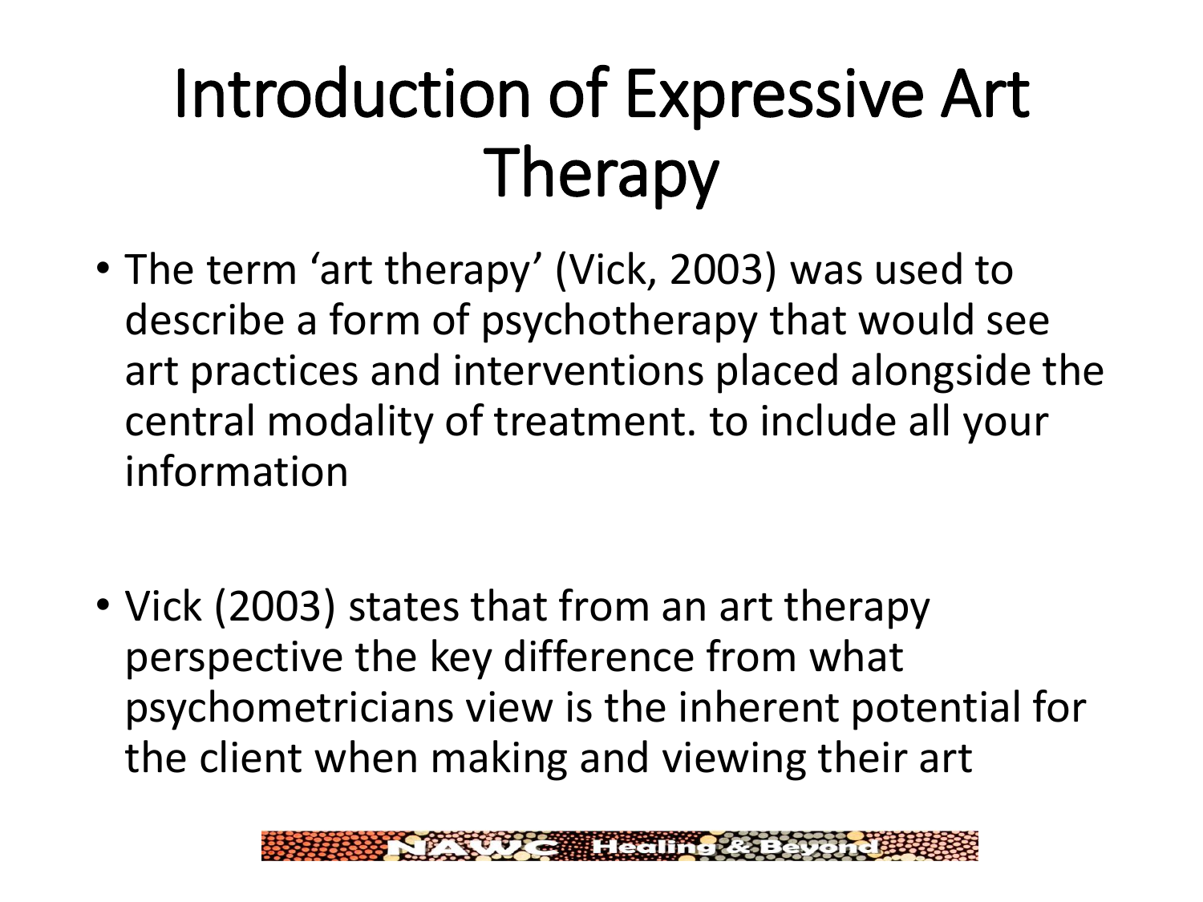# Introduction of Expressive Art Therapy

- The term 'art therapy' (Vick, 2003) was used to describe a form of psychotherapy that would see art practices and interventions placed alongside the central modality of treatment. to include all your information

- Vick (2003) states that from an art therapy perspective the key difference from what psychometricians view is the inherent potential for the client when making and viewing their art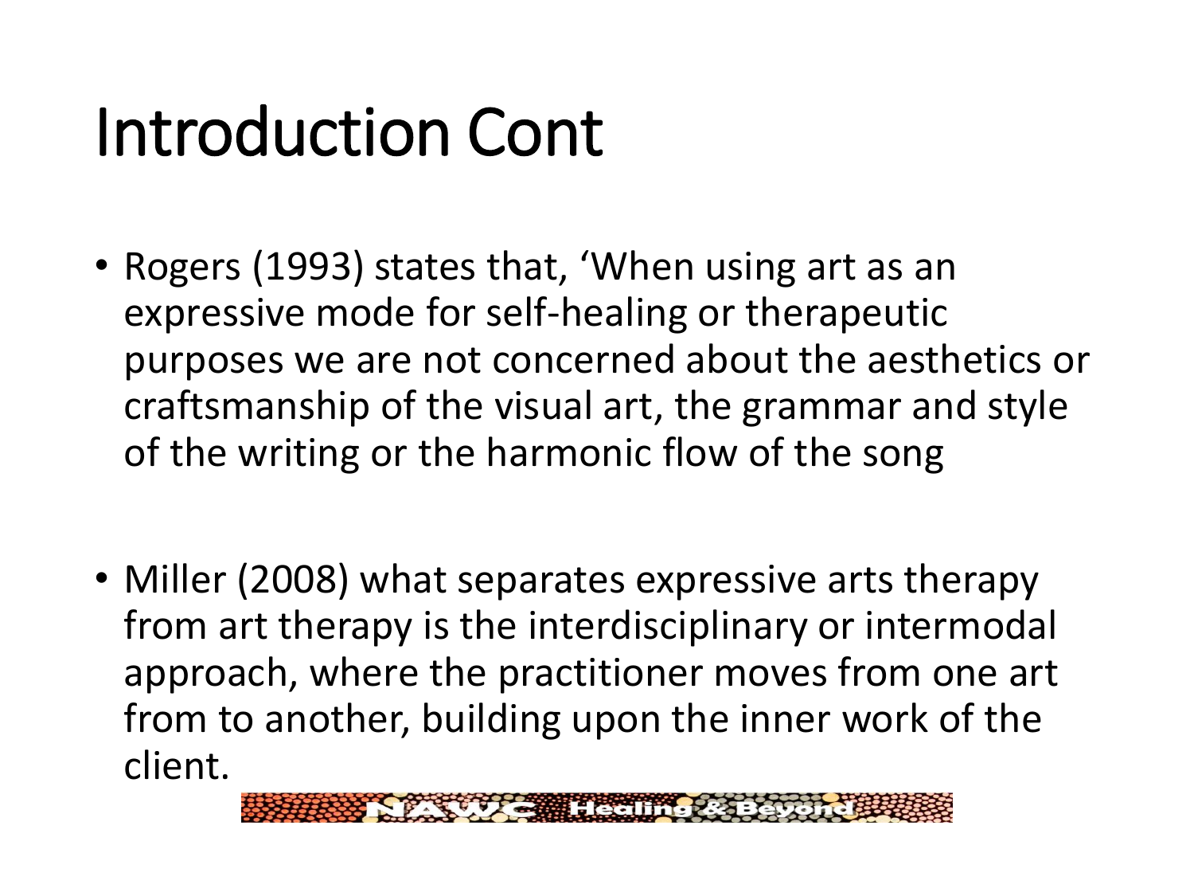# Introduction Cont

- Rogers (1993) states that, 'When using art as an expressive mode for self-healing or therapeutic purposes we are not concerned about the aesthetics or craftsmanship of the visual art, the grammar and style of the writing or the harmonic flow of the song

- Miller (2008) what separates expressive arts therapy from art therapy is the interdisciplinary or intermodal approach, where the practitioner moves from one art from to another, building upon the inner work of the client.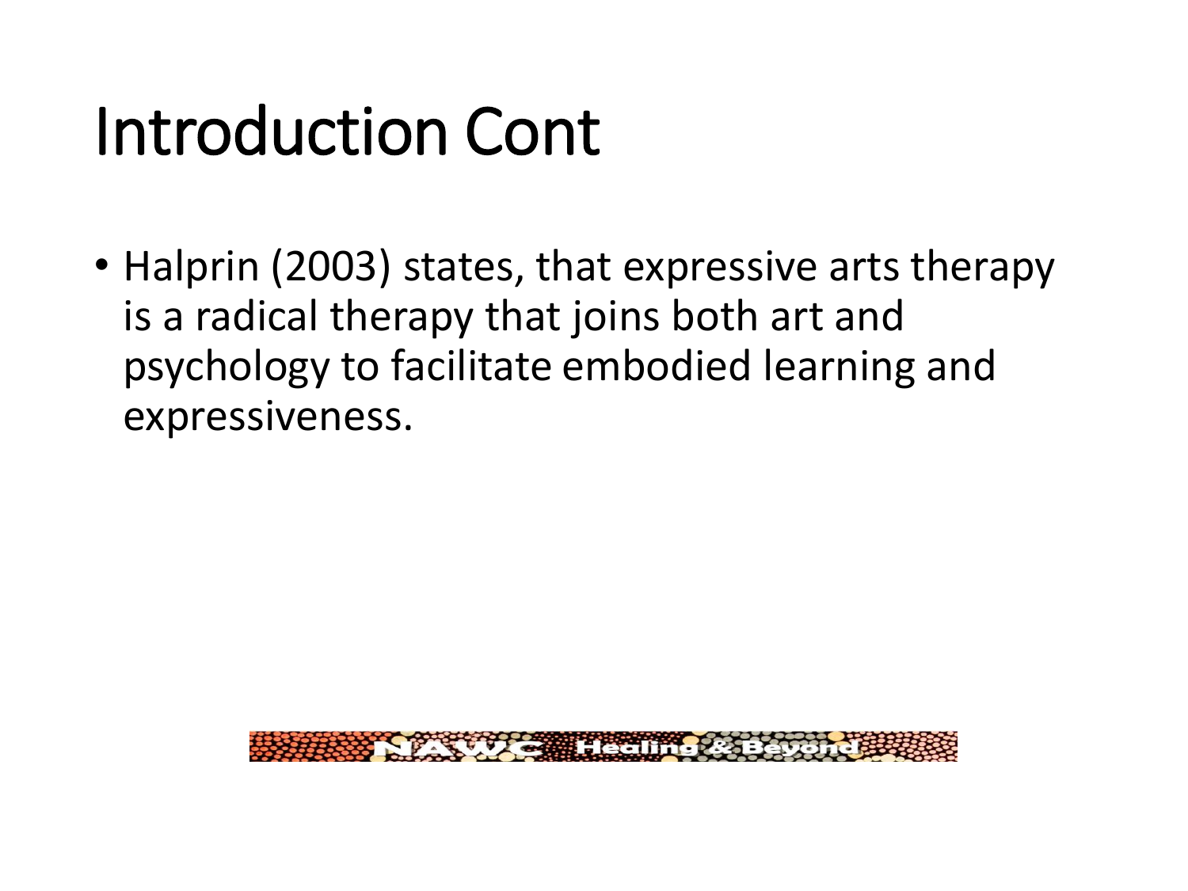# Introduction Cont

- Halprin (2003) states, that expressive arts therapy is a radical therapy that joins both art and psychology to facilitate embodied learning and expressiveness.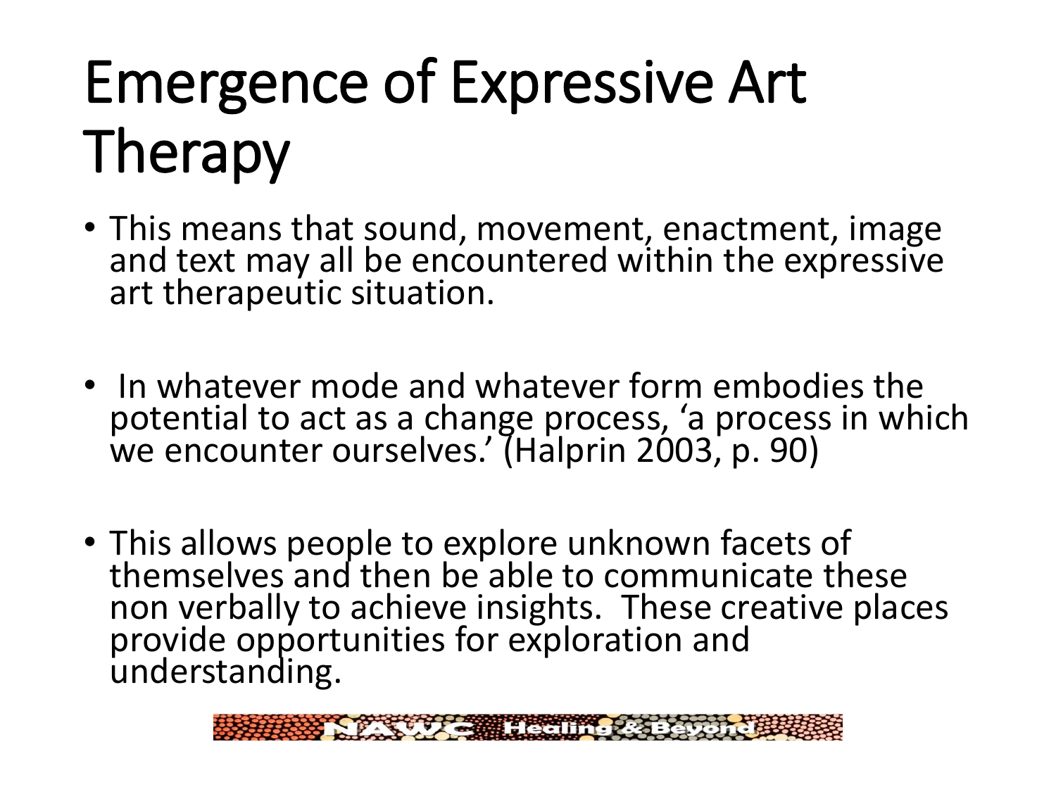# Emergence of Expressive Art Therapy

- This means that sound, movement, enactment, image and text may all be encountered within the expressive art therapeutic situation.

- In whatever mode and whatever form embodies the potential to act as a change process, 'a process in which we encounter ourselves.' (Halprin 2003, p. 90)

- This allows people to explore unknown facets of themselves and then be able to communicate these non verbally to achieve insights. These creative places provide opportunities for exploration and understanding.

NAWC Healing & Beyond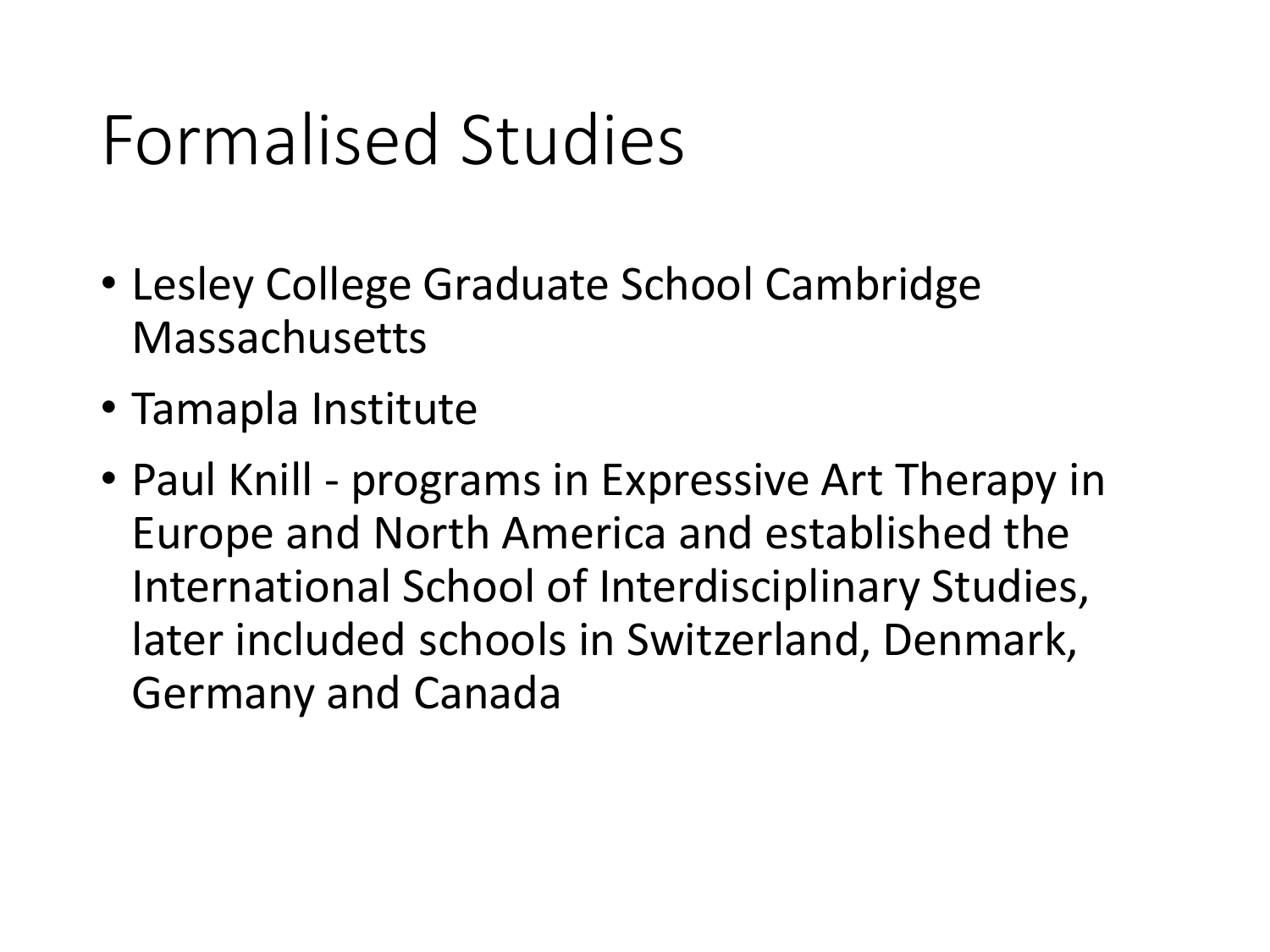# Formalised Studies

- Lesley College Graduate School Cambridge Massachusetts
- Tamapla Institute
- Paul Knill - programs in Expressive Art Therapy in Europe and North America and established the International School of Interdisciplinary Studies, later included schools in Switzerland, Denmark, Germany and Canada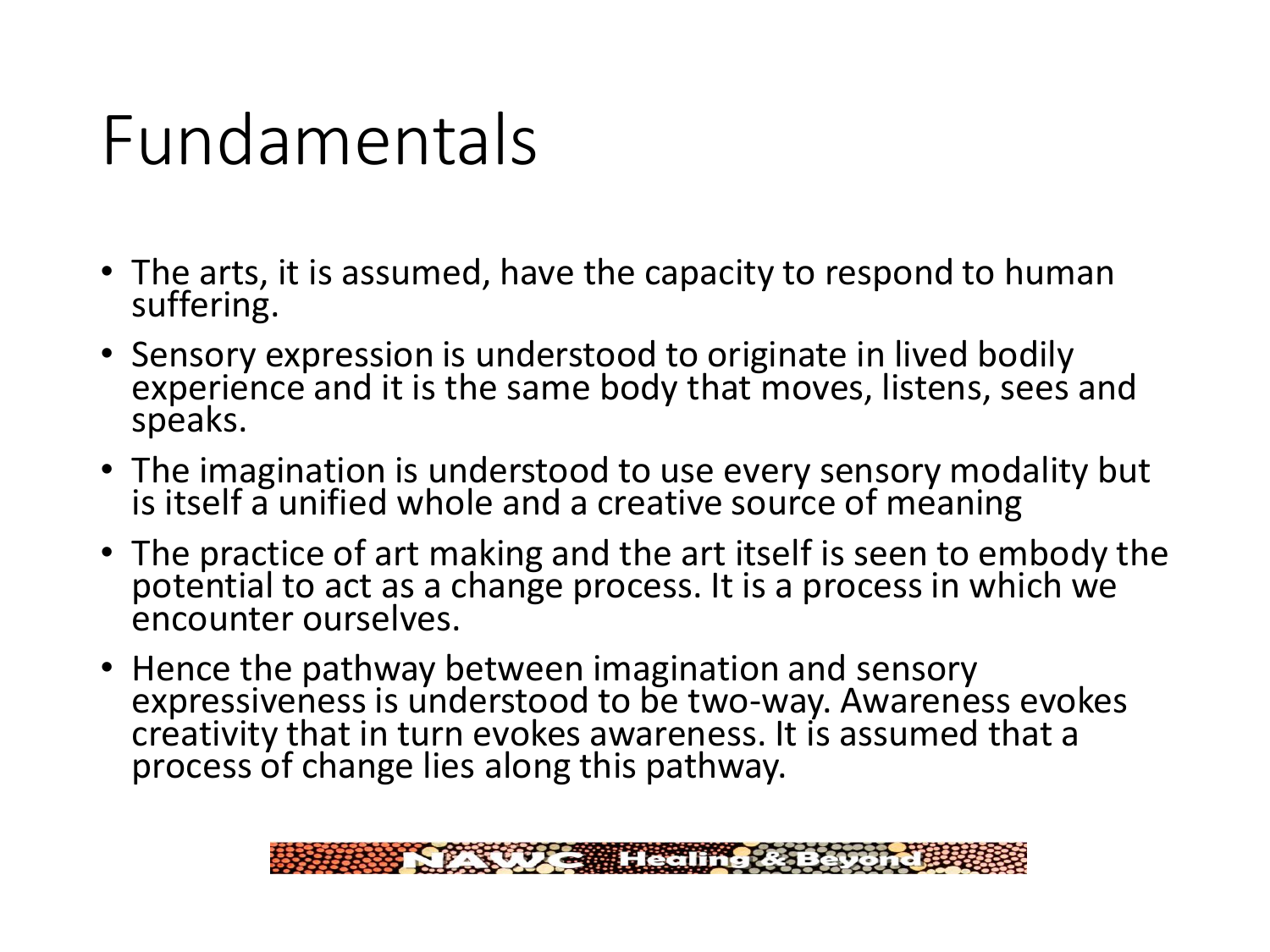# Fundamentals

- The arts, it is assumed, have the capacity to respond to human suffering.
- Sensory expression is understood to originate in lived bodily experience and it is the same body that moves, listens, sees and speaks.
- The imagination is understood to use every sensory modality but is itself a unified whole and a creative source of meaning
- The practice of art making and the art itself is seen to embody the potential to act as a change process. It is a process in which we encounter ourselves.
- Hence the pathway between imagination and sensory expressiveness is understood to be two-way. Awareness evokes creativity that in turn evokes awareness. It is assumed that a process of change lies along this pathway.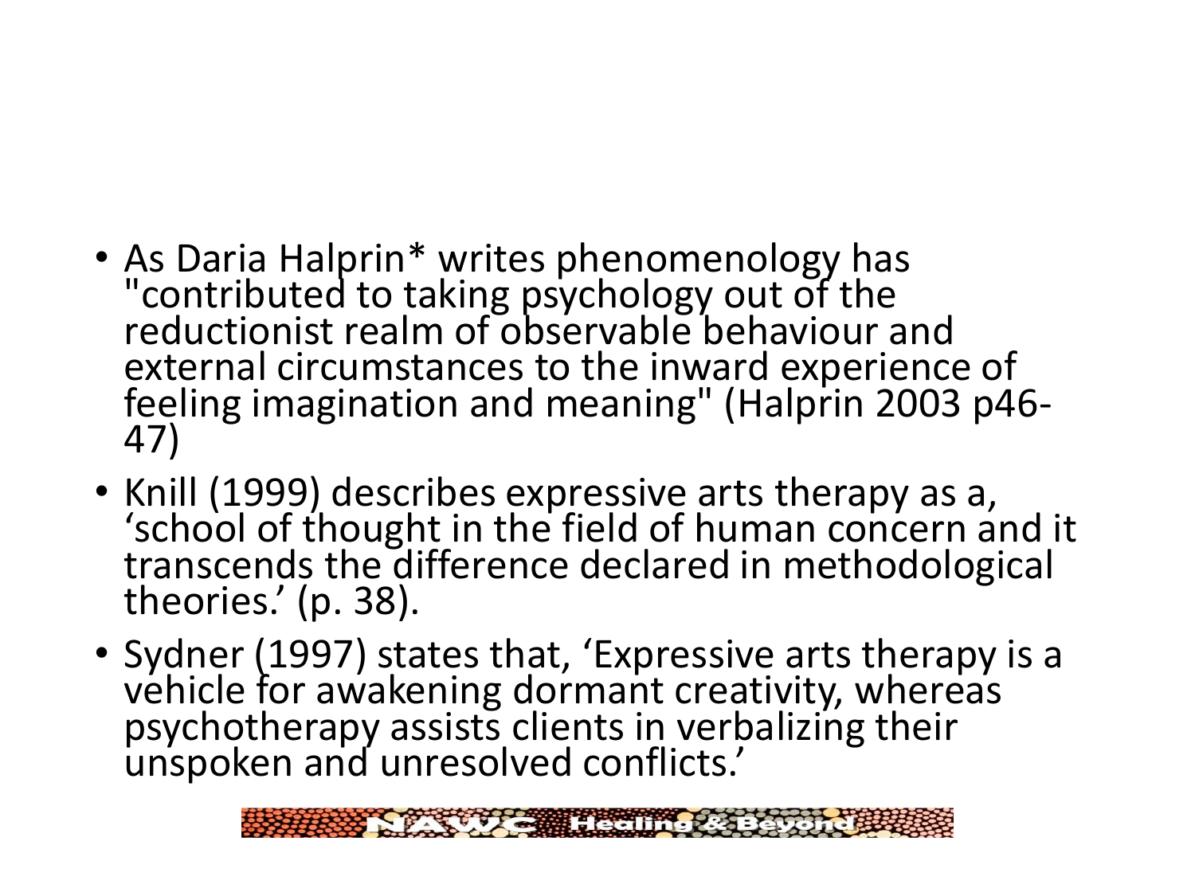- As Daria Halprin* writes phenomenology has "contributed to taking psychology out of the reductionist realm of observable behaviour and external circumstances to the inward experience of feeling imagination and meaning" (Halprin 2003 p46-47)
- Knill (1999) describes expressive arts therapy as a, 'school of thought in the field of human concern and it transcends the difference declared in methodological theories.' (p. 38).
- Sydner (1997) states that, 'Expressive arts therapy is a vehicle for awakening dormant creativity, whereas psychotherapy assists clients in verbalizing their unspoken and unresolved conflicts.'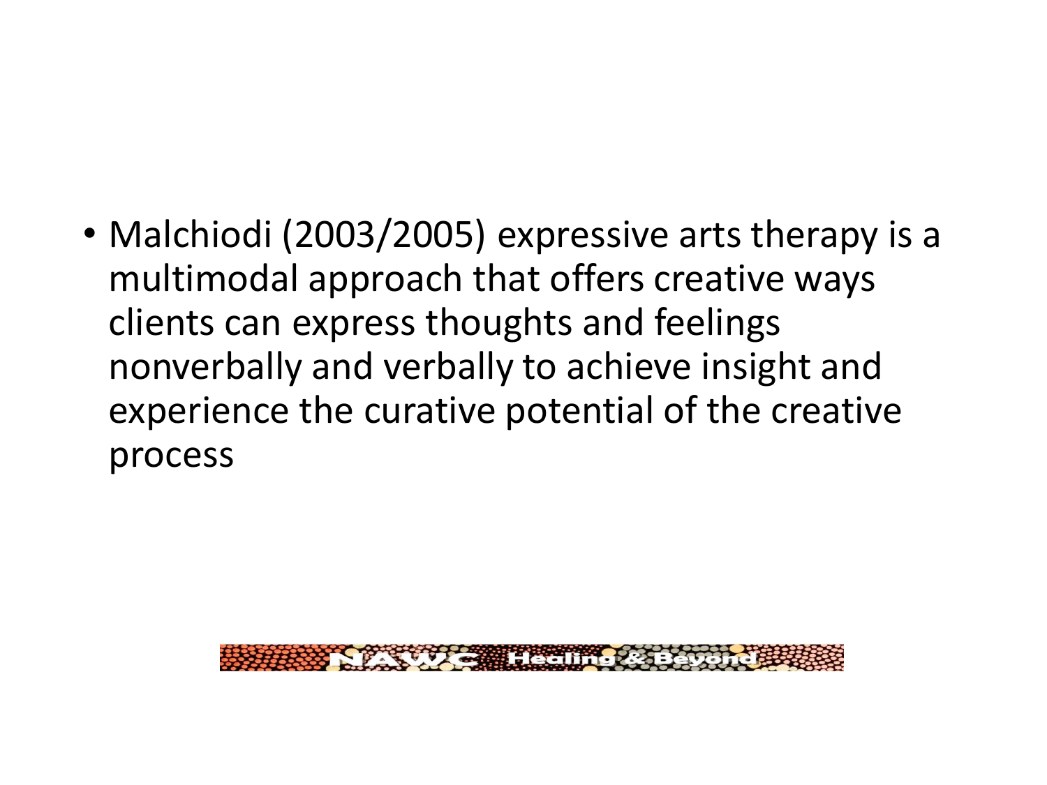- Malchiodi (2003/2005) expressive arts therapy is a multimodal approach that offers creative ways clients can express thoughts and feelings nonverbally and verbally to achieve insight and experience the curative potential of the creative process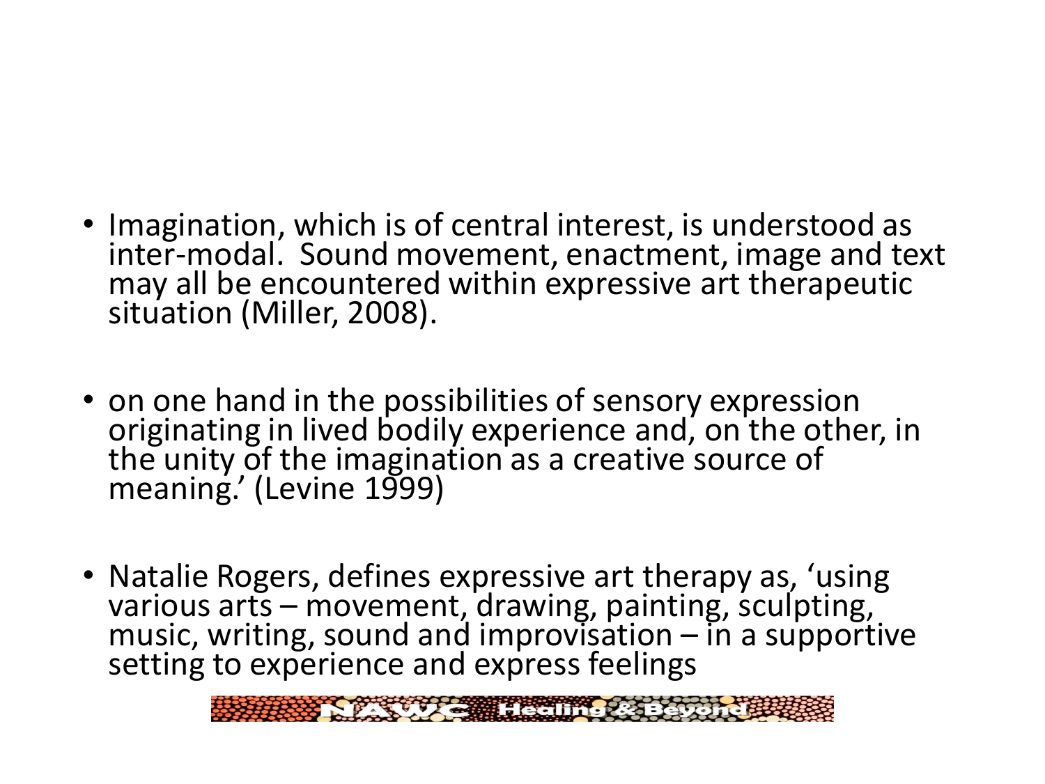- Imagination, which is of central interest, is understood as inter-modal. Sound movement, enactment, image and text may all be encountered within expressive art therapeutic situation (Miller, 2008).

- on one hand in the possibilities of sensory expression originating in lived bodily experience and, on the other, in the unity of the imagination as a creative source of meaning.' (Levine 1999)

- Natalie Rogers, defines expressive art therapy as, 'using various arts – movement, drawing, painting, sculpting, music, writing, sound and improvisation – in a supportive setting to experience and express feelings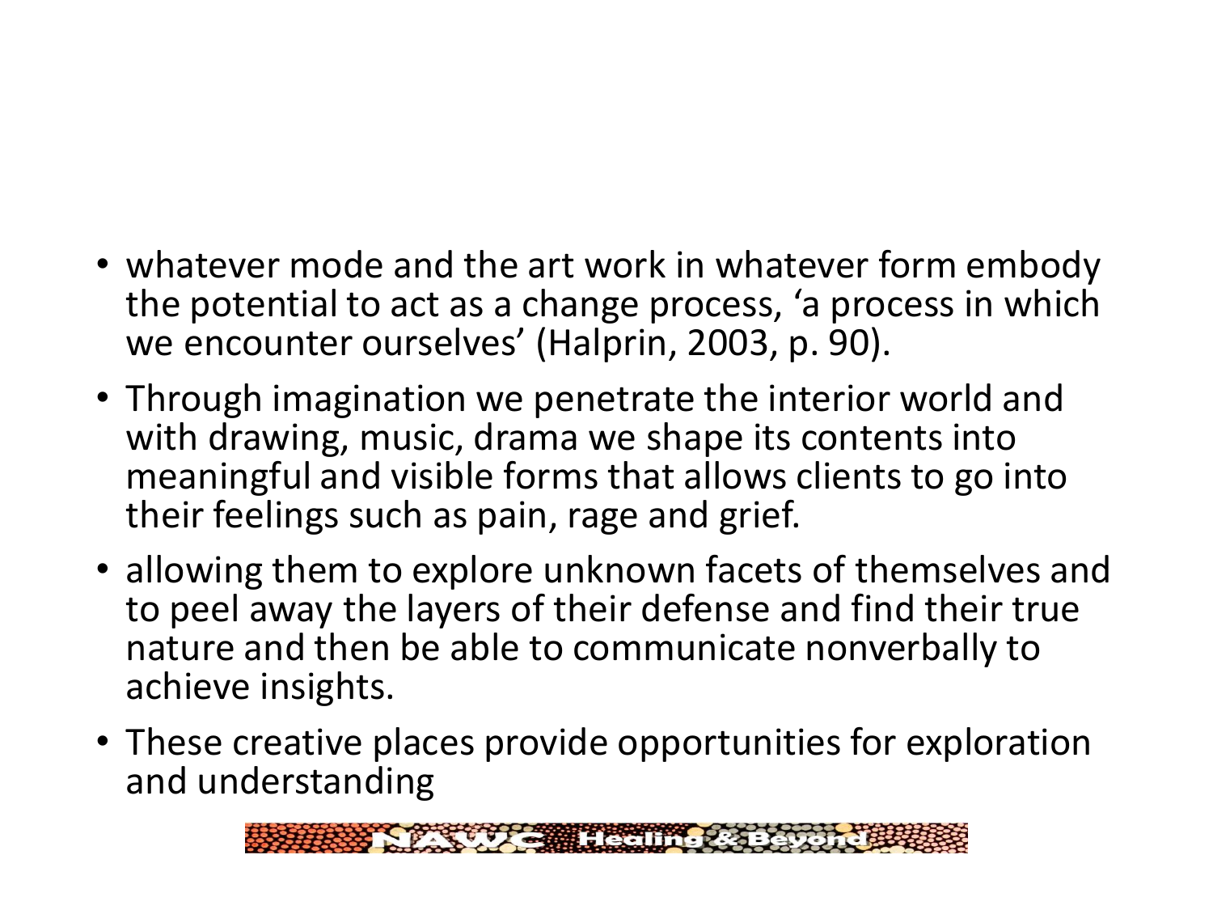- whatever mode and the art work in whatever form embody the potential to act as a change process, 'a process in which we encounter ourselves' (Halprin, 2003, p. 90).
- Through imagination we penetrate the interior world and with drawing, music, drama we shape its contents into meaningful and visible forms that allows clients to go into their feelings such as pain, rage and grief.
- allowing them to explore unknown facets of themselves and to peel away the layers of their defense and find their true nature and then be able to communicate nonverbally to achieve insights.
- These creative places provide opportunities for exploration and understanding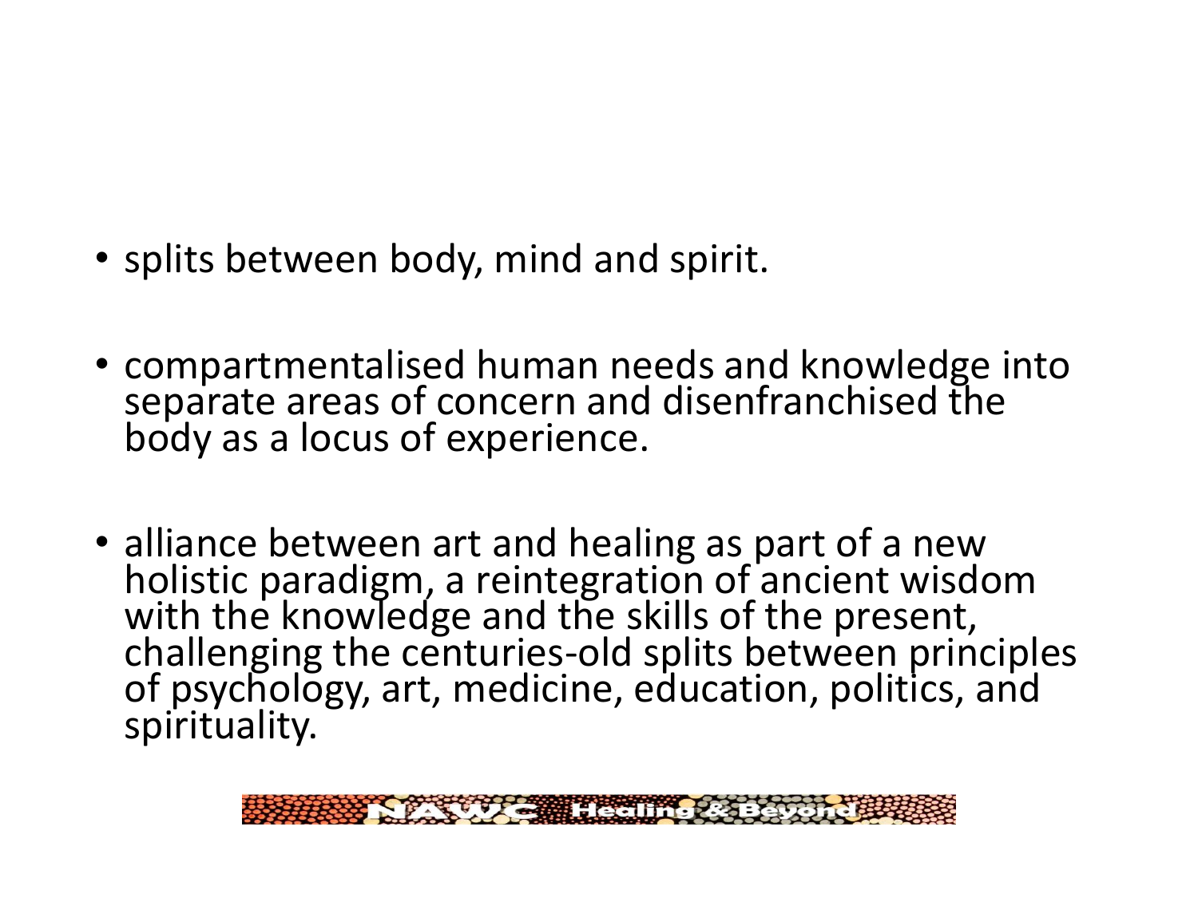- splits between body, mind and spirit.
- compartmentalised human needs and knowledge into separate areas of concern and disenfranchised the body as a locus of experience.
- alliance between art and healing as part of a new holistic paradigm, a reintegration of ancient wisdom with the knowledge and the skills of the present, challenging the centuries-old splits between principles of psychology, art, medicine, education, politics, and spirituality.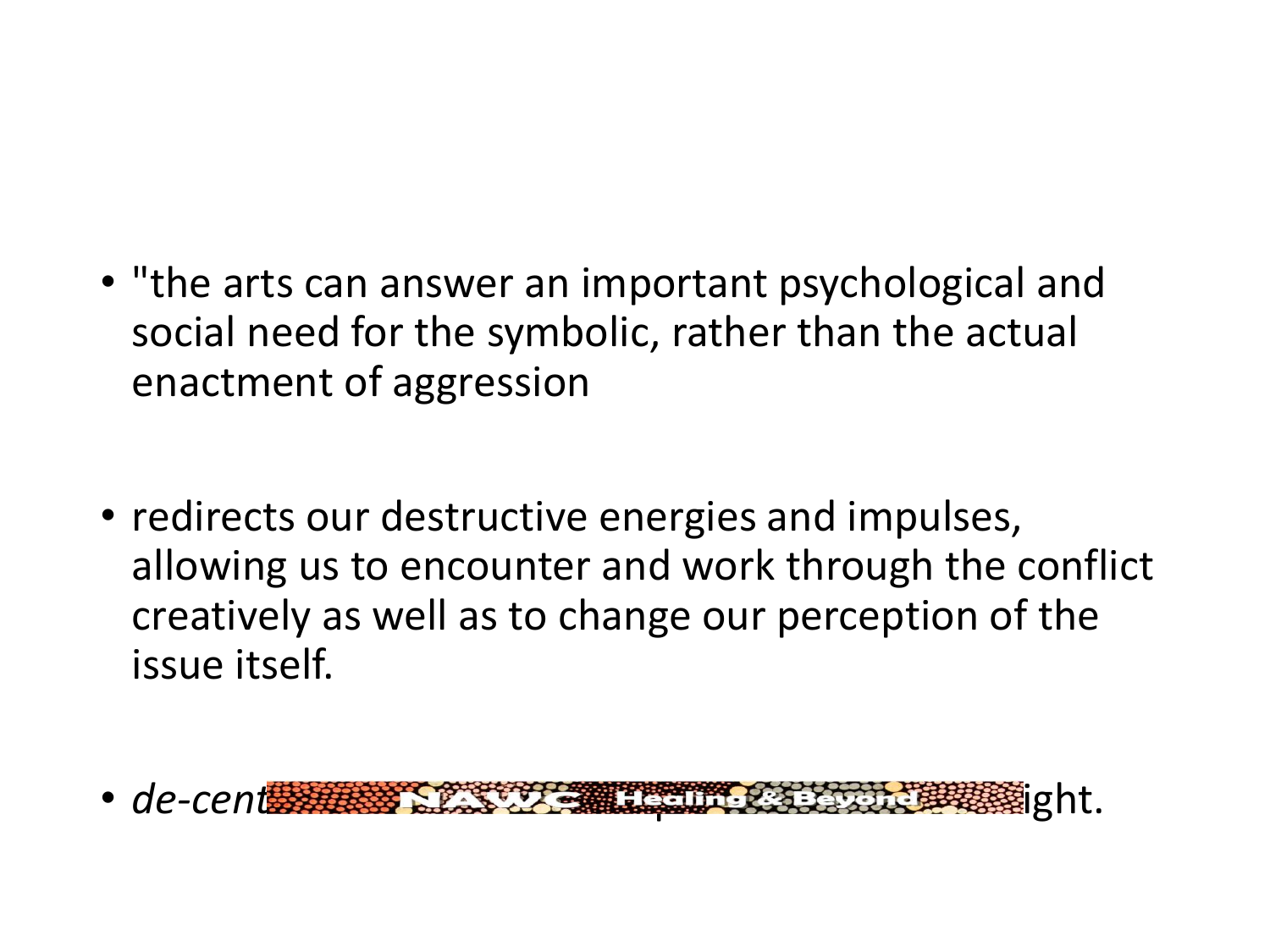- "the arts can answer an important psychological and social need for the symbolic, rather than the actual enactment of aggression

- redirects our destructive energies and impulses, allowing us to encounter and work through the conflict creatively as well as to change our perception of the issue itself.

- *de-cent* ight.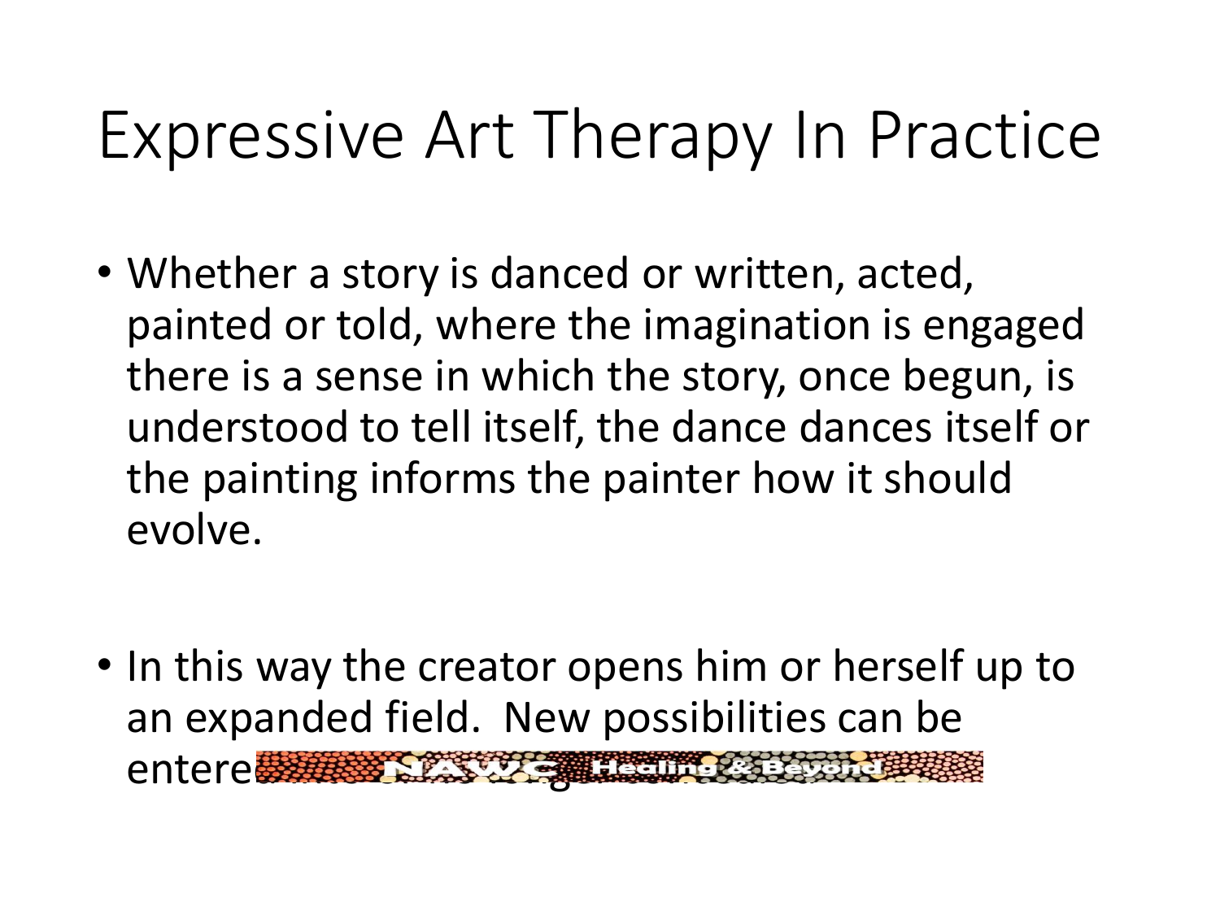# Expressive Art Therapy In Practice

- Whether a story is danced or written, acted, painted or told, where the imagination is engaged there is a sense in which the story, once begun, is understood to tell itself, the dance dances itself or the painting informs the painter how it should evolve.

- In this way the creator opens him or herself up to an expanded field. New possibilities can be entere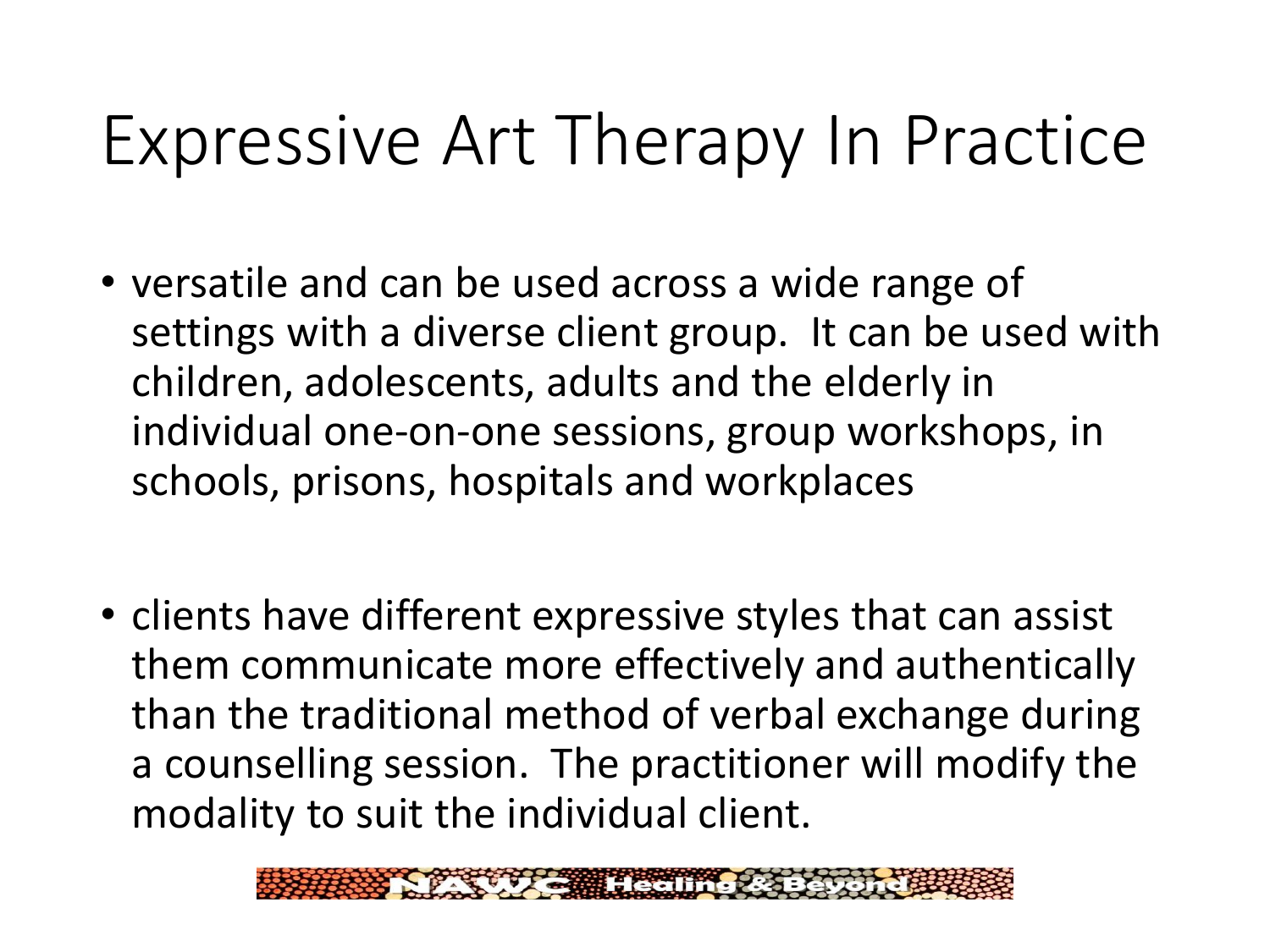# Expressive Art Therapy In Practice

- versatile and can be used across a wide range of settings with a diverse client group. It can be used with children, adolescents, adults and the elderly in individual one-on-one sessions, group workshops, in schools, prisons, hospitals and workplaces

- clients have different expressive styles that can assist them communicate more effectively and authentically than the traditional method of verbal exchange during a counselling session. The practitioner will modify the modality to suit the individual client.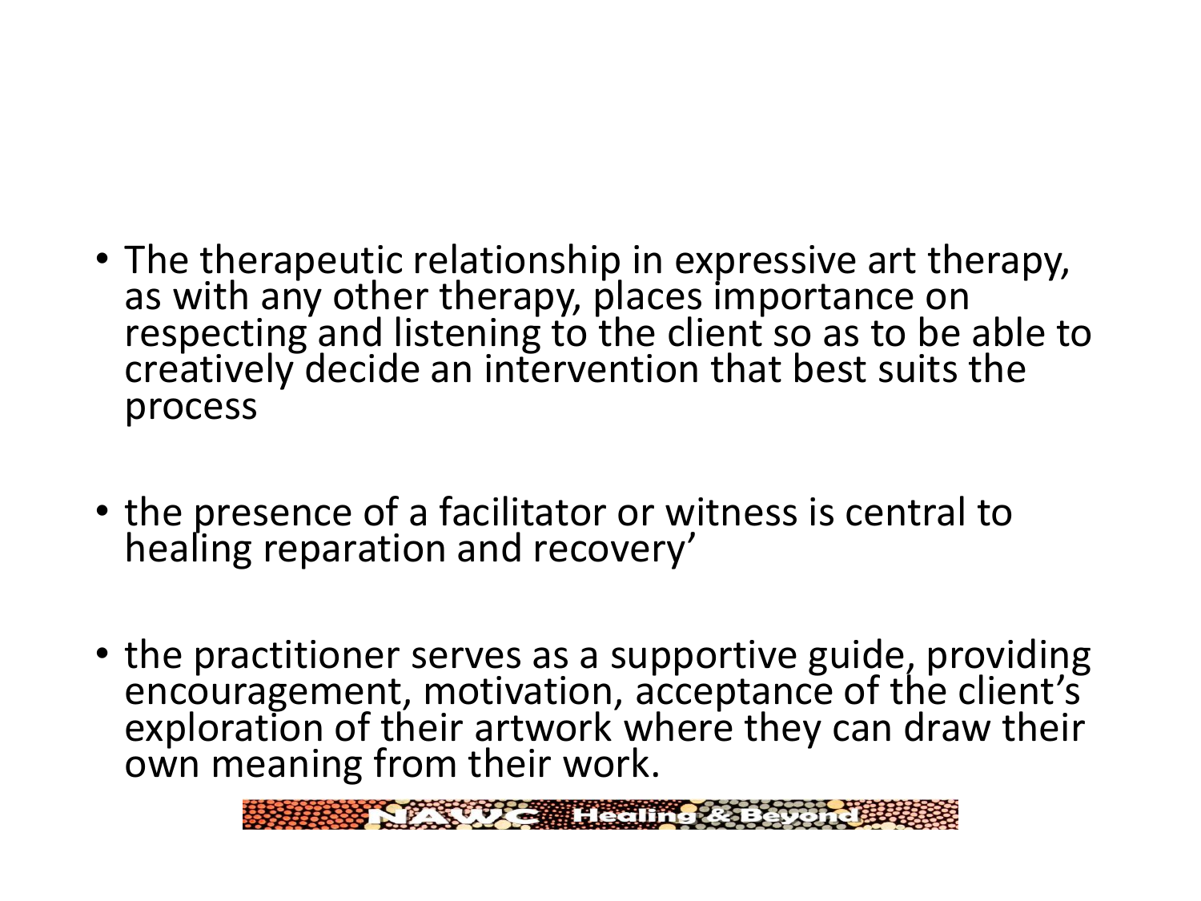- The therapeutic relationship in expressive art therapy, as with any other therapy, places importance on respecting and listening to the client so as to be able to creatively decide an intervention that best suits the process

- the presence of a facilitator or witness is central to healing reparation and recovery'

- the practitioner serves as a supportive guide, providing encouragement, motivation, acceptance of the client's exploration of their artwork where they can draw their own meaning from their work.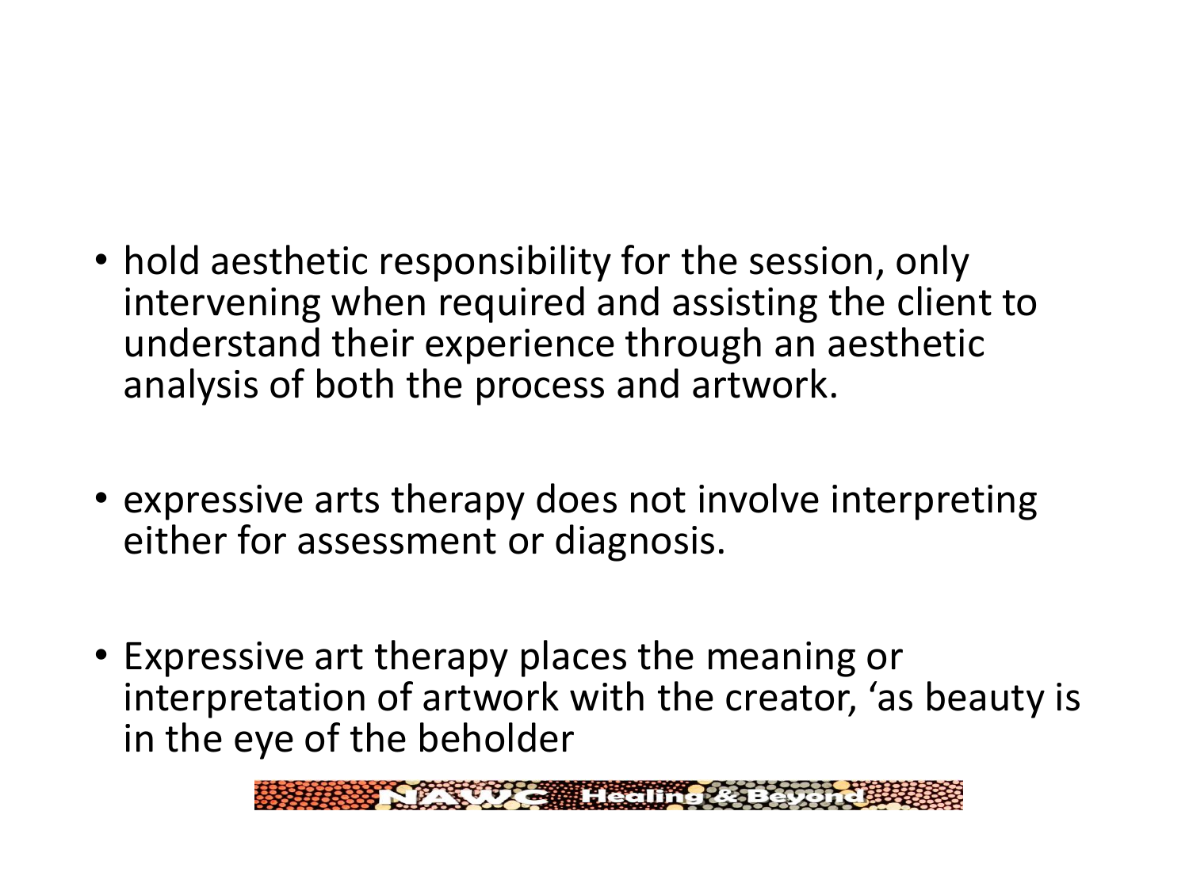- hold aesthetic responsibility for the session, only intervening when required and assisting the client to understand their experience through an aesthetic analysis of both the process and artwork.

- expressive arts therapy does not involve interpreting either for assessment or diagnosis.

- Expressive art therapy places the meaning or interpretation of artwork with the creator, 'as beauty is in the eye of the beholder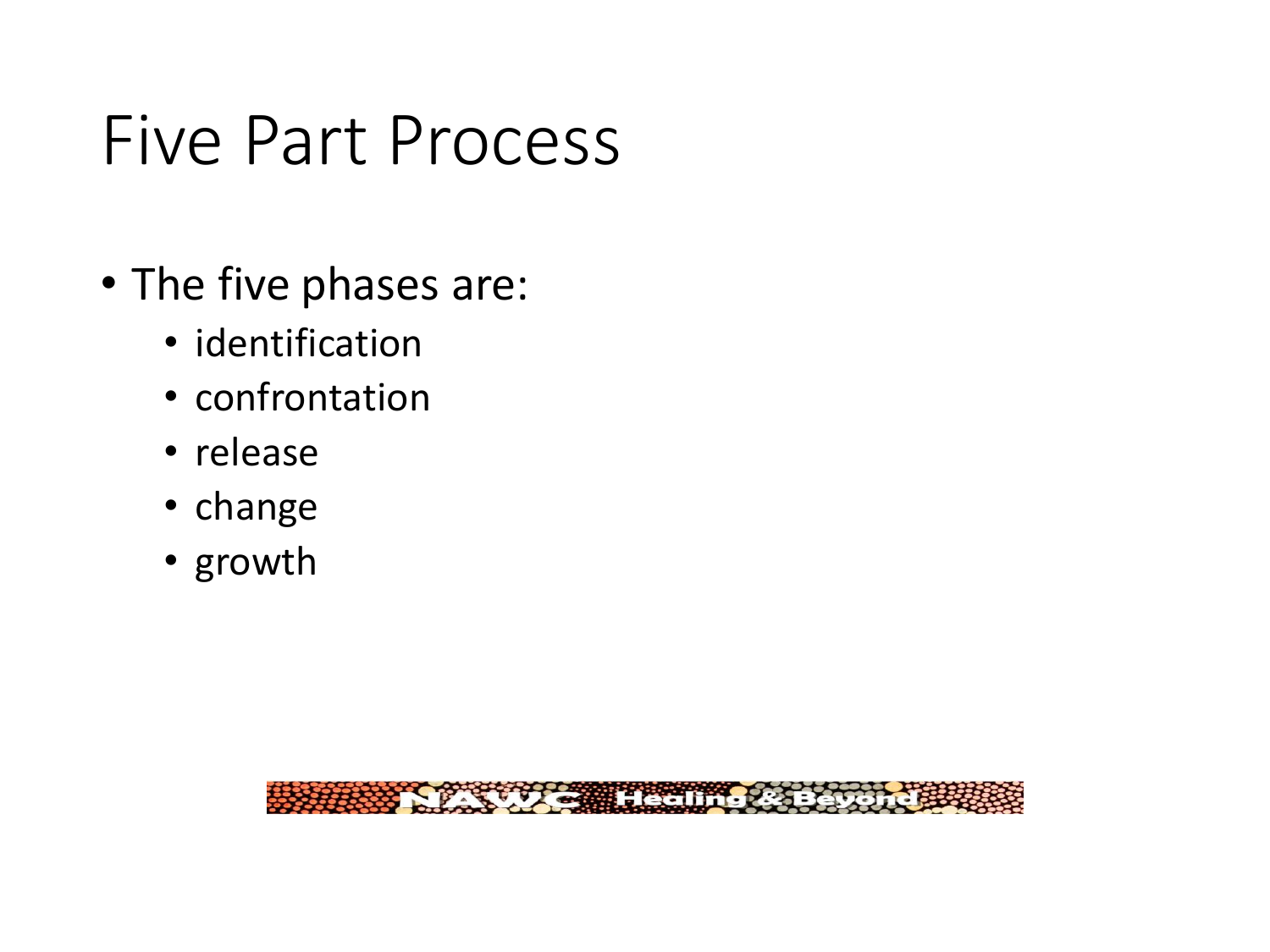# Five Part Process

- The five phases are:
  - identification
  - confrontation
  - release
  - change
  - growth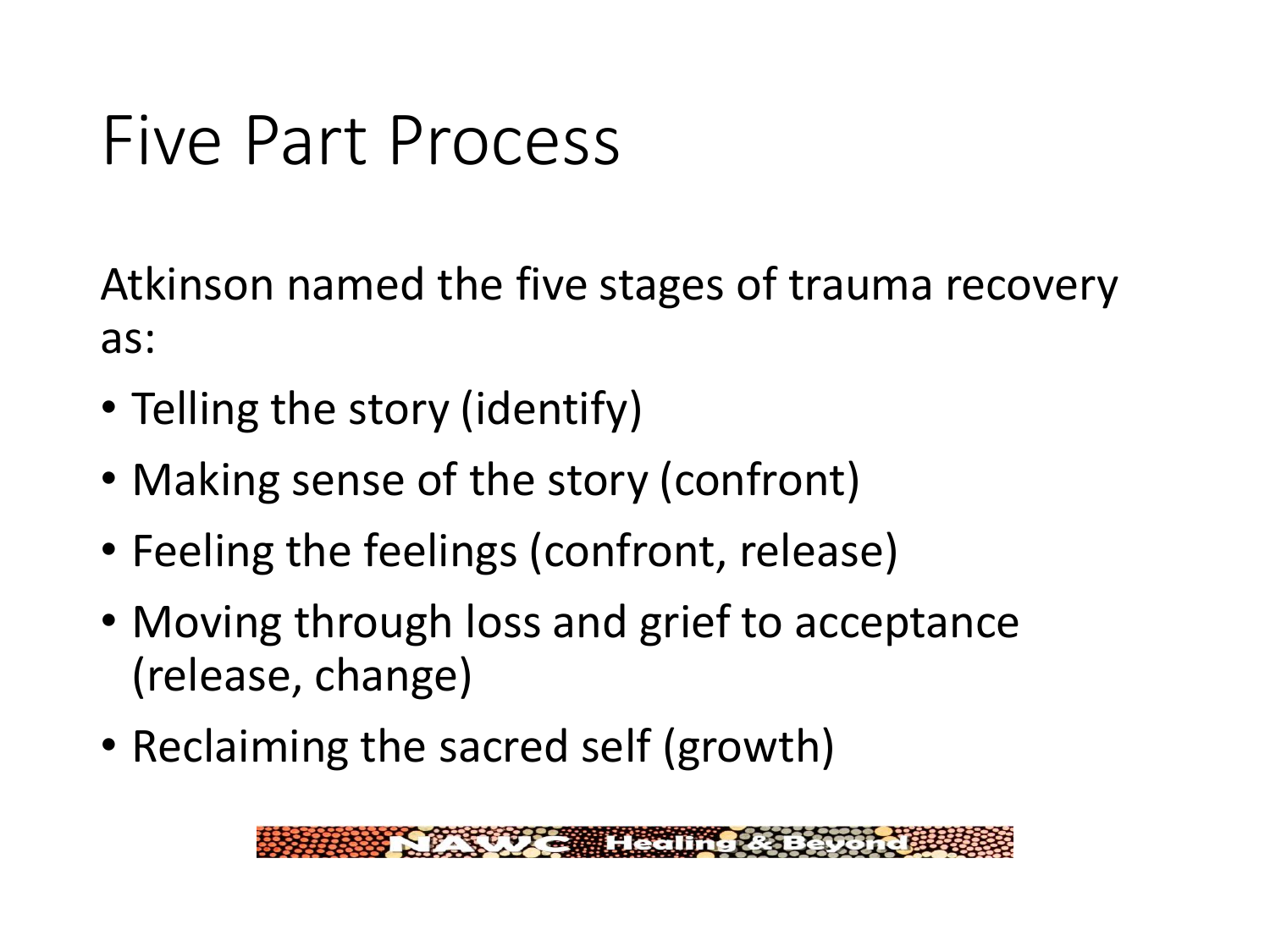# Five Part Process

Atkinson named the five stages of trauma recovery as:

- Telling the story (identify)
- Making sense of the story (confront)
- Feeling the feelings (confront, release)
- Moving through loss and grief to acceptance (release, change)
- Reclaiming the sacred self (growth)

NAWC Healing & Beyond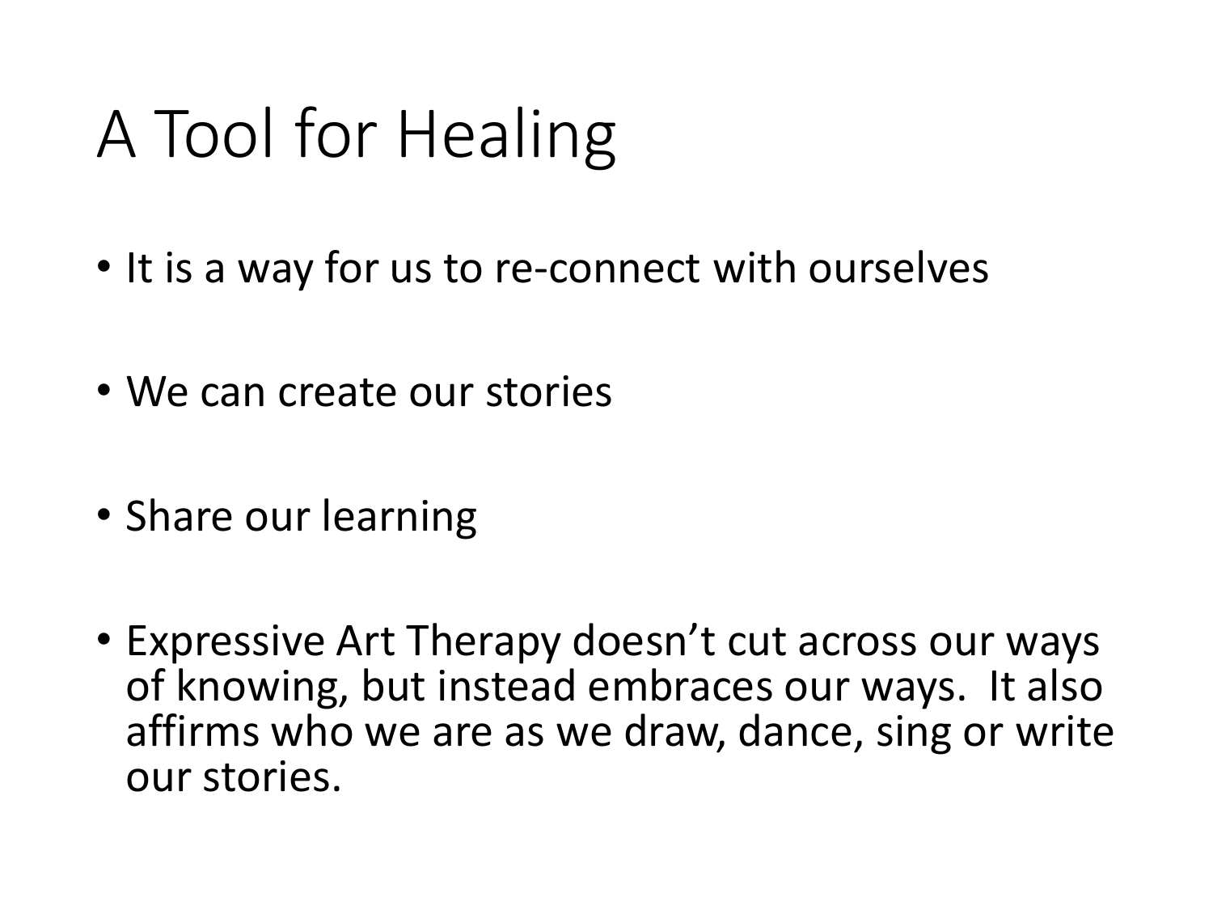# A Tool for Healing

- It is a way for us to re-connect with ourselves
- We can create our stories
- Share our learning
- Expressive Art Therapy doesn't cut across our ways of knowing, but instead embraces our ways. It also affirms who we are as we draw, dance, sing or write our stories.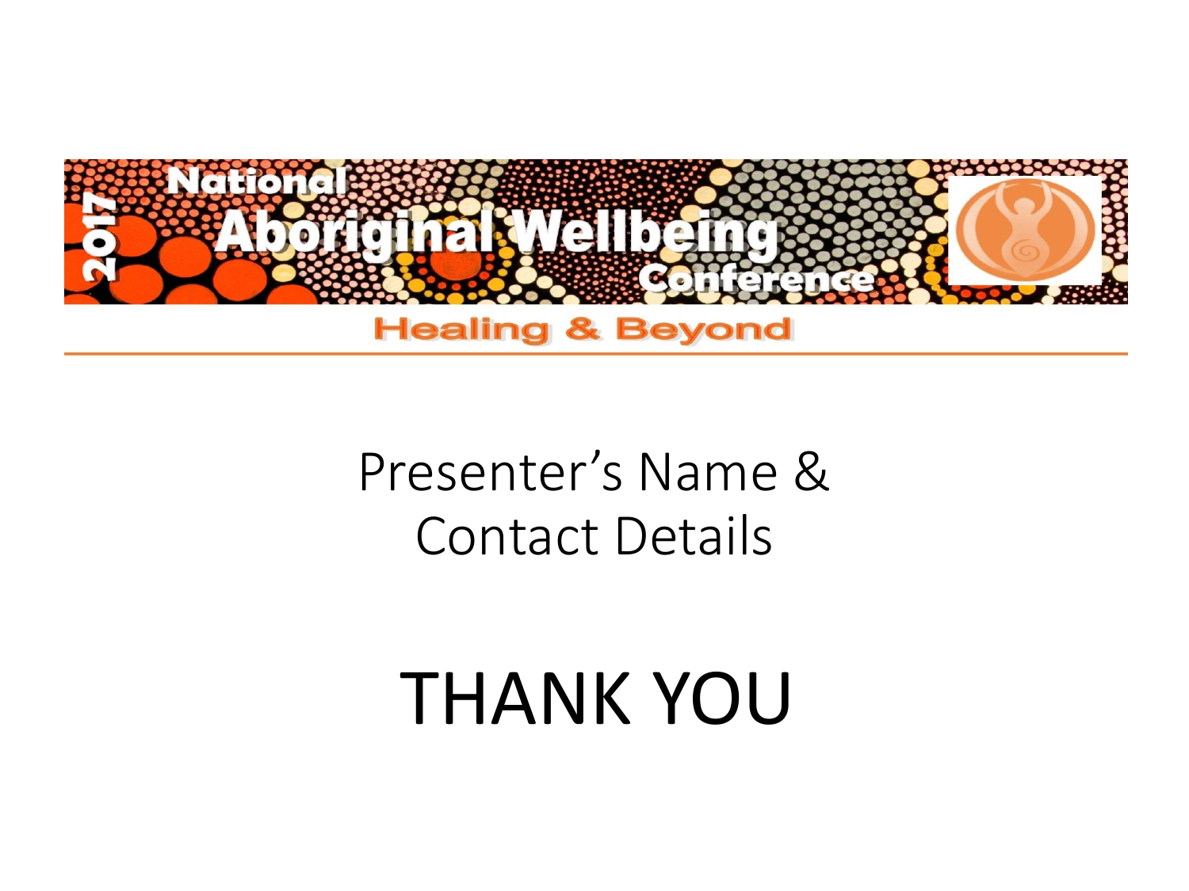2017 National Aboriginal Wellbeing Conference

Healing & Beyond

Presenter’s Name & Contact Details

# THANK YOU